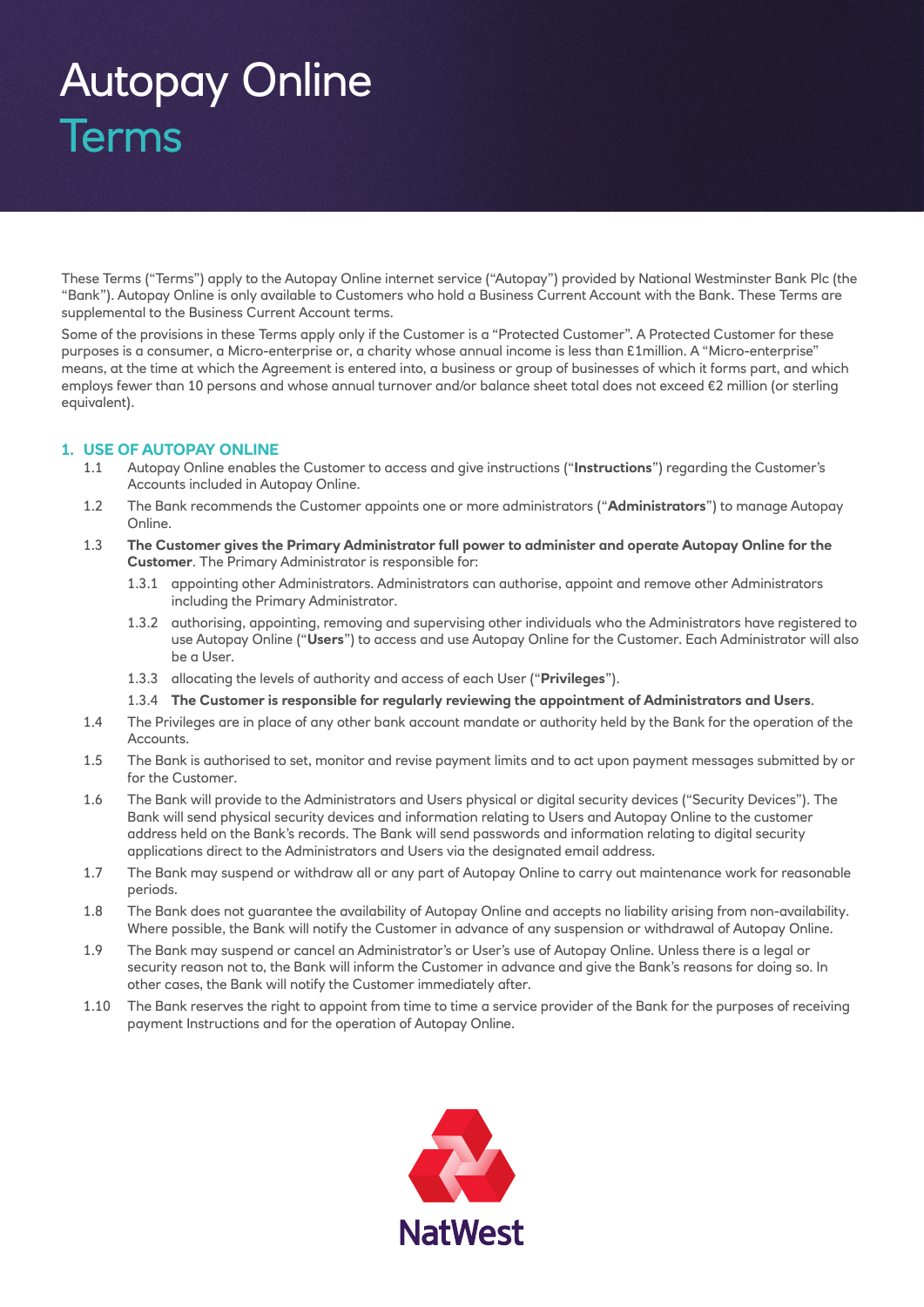# Autopay Online
## Terms

These Terms ("Terms") apply to the Autopay Online internet service ("Autopay") provided by National Westminster Bank Plc (the "Bank"). Autopay Online is only available to Customers who hold a Business Current Account with the Bank. These Terms are supplemental to the Business Current Account terms.

Some of the provisions in these Terms apply only if the Customer is a "Protected Customer". A Protected Customer for these purposes is a consumer, a Micro-enterprise or, a charity whose annual income is less than £1million. A "Micro-enterprise" means, at the time at which the Agreement is entered into, a business or group of businesses of which it forms part, and which employs fewer than 10 persons and whose annual turnover and/or balance sheet total does not exceed €2 million (or sterling equivalent).

### 1. USE OF AUTOPAY ONLINE

1.1 Autopay Online enables the Customer to access and give instructions ("**Instructions**") regarding the Customer's Accounts included in Autopay Online.

1.2 The Bank recommends the Customer appoints one or more administrators ("**Administrators**") to manage Autopay Online.

1.3 **The Customer gives the Primary Administrator full power to administer and operate Autopay Online for the Customer**. The Primary Administrator is responsible for:

1.3.1 appointing other Administrators. Administrators can authorise, appoint and remove other Administrators including the Primary Administrator.

1.3.2 authorising, appointing, removing and supervising other individuals who the Administrators have registered to use Autopay Online ("**Users**") to access and use Autopay Online for the Customer. Each Administrator will also be a User.

1.3.3 allocating the levels of authority and access of each User ("**Privileges**").

1.3.4 **The Customer is responsible for regularly reviewing the appointment of Administrators and Users**.

1.4 The Privileges are in place of any other bank account mandate or authority held by the Bank for the operation of the Accounts.

1.5 The Bank is authorised to set, monitor and revise payment limits and to act upon payment messages submitted by or for the Customer.

1.6 The Bank will provide to the Administrators and Users physical or digital security devices ("Security Devices"). The Bank will send physical security devices and information relating to Users and Autopay Online to the customer address held on the Bank's records. The Bank will send passwords and information relating to digital security applications direct to the Administrators and Users via the designated email address.

1.7 The Bank may suspend or withdraw all or any part of Autopay Online to carry out maintenance work for reasonable periods.

1.8 The Bank does not guarantee the availability of Autopay Online and accepts no liability arising from non-availability. Where possible, the Bank will notify the Customer in advance of any suspension or withdrawal of Autopay Online.

1.9 The Bank may suspend or cancel an Administrator's or User's use of Autopay Online. Unless there is a legal or security reason not to, the Bank will inform the Customer in advance and give the Bank's reasons for doing so. In other cases, the Bank will notify the Customer immediately after.

1.10 The Bank reserves the right to appoint from time to time a service provider of the Bank for the purposes of receiving payment Instructions and for the operation of Autopay Online.

NatWest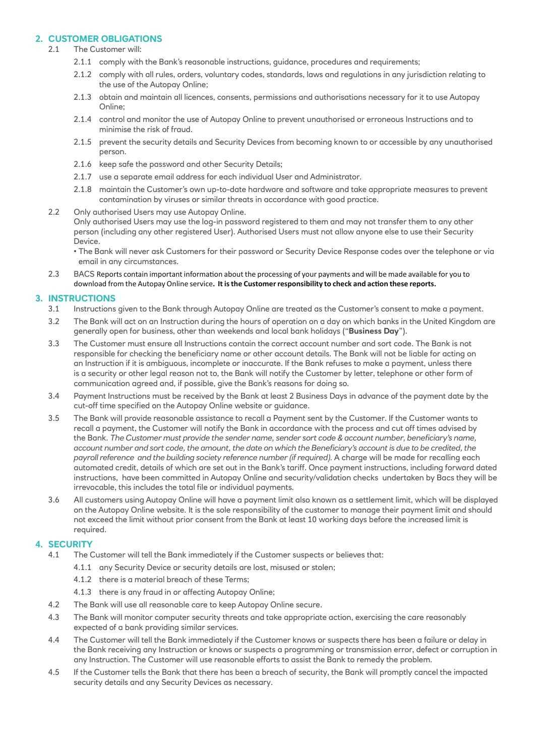## 2. CUSTOMER OBLIGATIONS

2.1 The Customer will:

- 2.1.1 comply with the Bank's reasonable instructions, guidance, procedures and requirements;
- 2.1.2 comply with all rules, orders, voluntary codes, standards, laws and regulations in any jurisdiction relating to the use of the Autopay Online;
- 2.1.3 obtain and maintain all licences, consents, permissions and authorisations necessary for it to use Autopay Online;
- 2.1.4 control and monitor the use of Autopay Online to prevent unauthorised or erroneous Instructions and to minimise the risk of fraud.
- 2.1.5 prevent the security details and Security Devices from becoming known to or accessible by any unauthorised person.
- 2.1.6 keep safe the password and other Security Details;
- 2.1.7 use a separate email address for each individual User and Administrator.
- 2.1.8 maintain the Customer's own up-to-date hardware and software and take appropriate measures to prevent contamination by viruses or similar threats in accordance with good practice.

2.2 Only authorised Users may use Autopay Online.
Only authorised Users may use the log-in password registered to them and may not transfer them to any other person (including any other registered User). Authorised Users must not allow anyone else to use their Security Device.

- The Bank will never ask Customers for their password or Security Device Response codes over the telephone or via email in any circumstances.

2.3 BACS Reports contain important information about the processing of your payments and will be made available for you to download from the Autopay Online service**. It is the Customer responsibility to check and action these reports.**

## 3. INSTRUCTIONS

3.1 Instructions given to the Bank through Autopay Online are treated as the Customer's consent to make a payment.

3.2 The Bank will act on an Instruction during the hours of operation on a day on which banks in the United Kingdom are generally open for business, other than weekends and local bank holidays ("**Business Day**").

3.3 The Customer must ensure all Instructions contain the correct account number and sort code. The Bank is not responsible for checking the beneficiary name or other account details. The Bank will not be liable for acting on an Instruction if it is ambiguous, incomplete or inaccurate. If the Bank refuses to make a payment, unless there is a security or other legal reason not to, the Bank will notify the Customer by letter, telephone or other form of communication agreed and, if possible, give the Bank's reasons for doing so.

3.4 Payment Instructions must be received by the Bank at least 2 Business Days in advance of the payment date by the cut-off time specified on the Autopay Online website or guidance.

3.5 The Bank will provide reasonable assistance to recall a Payment sent by the Customer. If the Customer wants to recall a payment, the Customer will notify the Bank in accordance with the process and cut off times advised by the Bank. *The Customer must provide the sender name, sender sort code & account number, beneficiary's name, account number and sort code, the amount, the date on which the Beneficiary's account is due to be credited, the payroll reference and the building society reference number (if required).* A charge will be made for recalling each automated credit, details of which are set out in the Bank's tariff. Once payment instructions, including forward dated instructions, have been committed in Autopay Online and security/validation checks undertaken by Bacs they will be irrevocable, this includes the total file or individual payments.

3.6 All customers using Autopay Online will have a payment limit also known as a settlement limit, which will be displayed on the Autopay Online website. It is the sole responsibility of the customer to manage their payment limit and should not exceed the limit without prior consent from the Bank at least 10 working days before the increased limit is required.

## 4. SECURITY

4.1 The Customer will tell the Bank immediately if the Customer suspects or believes that:

- 4.1.1 any Security Device or security details are lost, misused or stolen;
- 4.1.2 there is a material breach of these Terms;
- 4.1.3 there is any fraud in or affecting Autopay Online;

4.2 The Bank will use all reasonable care to keep Autopay Online secure.

4.3 The Bank will monitor computer security threats and take appropriate action, exercising the care reasonably expected of a bank providing similar services.

4.4 The Customer will tell the Bank immediately if the Customer knows or suspects there has been a failure or delay in the Bank receiving any Instruction or knows or suspects a programming or transmission error, defect or corruption in any Instruction. The Customer will use reasonable efforts to assist the Bank to remedy the problem.

4.5 If the Customer tells the Bank that there has been a breach of security, the Bank will promptly cancel the impacted security details and any Security Devices as necessary.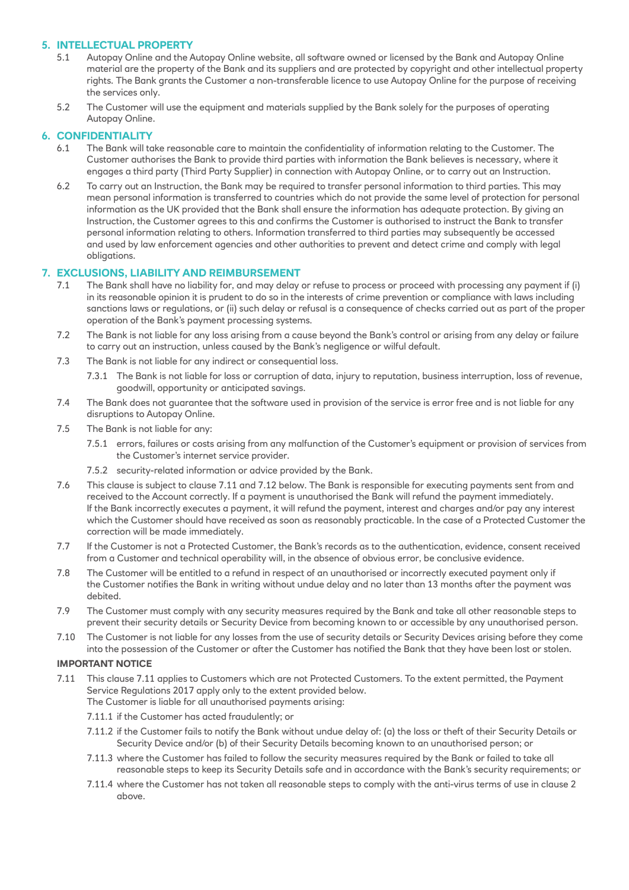## 5. INTELLECTUAL PROPERTY

5.1 Autopay Online and the Autopay Online website, all software owned or licensed by the Bank and Autopay Online material are the property of the Bank and its suppliers and are protected by copyright and other intellectual property rights. The Bank grants the Customer a non-transferable licence to use Autopay Online for the purpose of receiving the services only.

5.2 The Customer will use the equipment and materials supplied by the Bank solely for the purposes of operating Autopay Online.

## 6. CONFIDENTIALITY

6.1 The Bank will take reasonable care to maintain the confidentiality of information relating to the Customer. The Customer authorises the Bank to provide third parties with information the Bank believes is necessary, where it engages a third party (Third Party Supplier) in connection with Autopay Online, or to carry out an Instruction.

6.2 To carry out an Instruction, the Bank may be required to transfer personal information to third parties. This may mean personal information is transferred to countries which do not provide the same level of protection for personal information as the UK provided that the Bank shall ensure the information has adequate protection. By giving an Instruction, the Customer agrees to this and confirms the Customer is authorised to instruct the Bank to transfer personal information relating to others. Information transferred to third parties may subsequently be accessed and used by law enforcement agencies and other authorities to prevent and detect crime and comply with legal obligations.

## 7. EXCLUSIONS, LIABILITY AND REIMBURSEMENT

7.1 The Bank shall have no liability for, and may delay or refuse to process or proceed with processing any payment if (i) in its reasonable opinion it is prudent to do so in the interests of crime prevention or compliance with laws including sanctions laws or regulations, or (ii) such delay or refusal is a consequence of checks carried out as part of the proper operation of the Bank's payment processing systems.

7.2 The Bank is not liable for any loss arising from a cause beyond the Bank's control or arising from any delay or failure to carry out an instruction, unless caused by the Bank's negligence or wilful default.

7.3 The Bank is not liable for any indirect or consequential loss.

7.3.1 The Bank is not liable for loss or corruption of data, injury to reputation, business interruption, loss of revenue, goodwill, opportunity or anticipated savings.

7.4 The Bank does not guarantee that the software used in provision of the service is error free and is not liable for any disruptions to Autopay Online.

7.5 The Bank is not liable for any:

7.5.1 errors, failures or costs arising from any malfunction of the Customer's equipment or provision of services from the Customer's internet service provider.

7.5.2 security-related information or advice provided by the Bank.

7.6 This clause is subject to clause 7.11 and 7.12 below. The Bank is responsible for executing payments sent from and received to the Account correctly. If a payment is unauthorised the Bank will refund the payment immediately. If the Bank incorrectly executes a payment, it will refund the payment, interest and charges and/or pay any interest which the Customer should have received as soon as reasonably practicable. In the case of a Protected Customer the correction will be made immediately.

7.7 If the Customer is not a Protected Customer, the Bank's records as to the authentication, evidence, consent received from a Customer and technical operability will, in the absence of obvious error, be conclusive evidence.

7.8 The Customer will be entitled to a refund in respect of an unauthorised or incorrectly executed payment only if the Customer notifies the Bank in writing without undue delay and no later than 13 months after the payment was debited.

7.9 The Customer must comply with any security measures required by the Bank and take all other reasonable steps to prevent their security details or Security Device from becoming known to or accessible by any unauthorised person.

7.10 The Customer is not liable for any losses from the use of security details or Security Devices arising before they come into the possession of the Customer or after the Customer has notified the Bank that they have been lost or stolen.

**IMPORTANT NOTICE**

7.11 This clause 7.11 applies to Customers which are not Protected Customers. To the extent permitted, the Payment Service Regulations 2017 apply only to the extent provided below.
The Customer is liable for all unauthorised payments arising:

7.11.1 if the Customer has acted fraudulently; or

7.11.2 if the Customer fails to notify the Bank without undue delay of: (a) the loss or theft of their Security Details or Security Device and/or (b) of their Security Details becoming known to an unauthorised person; or

7.11.3 where the Customer has failed to follow the security measures required by the Bank or failed to take all reasonable steps to keep its Security Details safe and in accordance with the Bank's security requirements; or

7.11.4 where the Customer has not taken all reasonable steps to comply with the anti-virus terms of use in clause 2 above.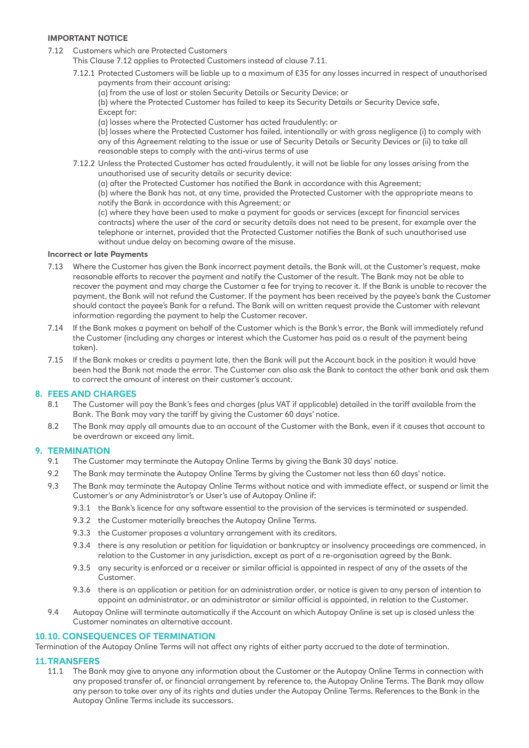**IMPORTANT NOTICE**

7.12 Customers which are Protected Customers

This Clause 7.12 applies to Protected Customers instead of clause 7.11.

7.12.1 Protected Customers will be liable up to a maximum of £35 for any losses incurred in respect of unauthorised payments from their account arising:

(a) from the use of lost or stolen Security Details or Security Device; or

(b) where the Protected Customer has failed to keep its Security Details or Security Device safe,

Except for:

(a) losses where the Protected Customer has acted fraudulently; or

(b) losses where the Protected Customer has failed, intentionally or with gross negligence (i) to comply with any of this Agreement relating to the issue or use of Security Details or Security Devices or (ii) to take all reasonable steps to comply with the anti-virus terms of use

7.12.2 Unless the Protected Customer has acted fraudulently, it will not be liable for any losses arising from the unauthorised use of security details or security device:

(a) after the Protected Customer has notified the Bank in accordance with this Agreement;

(b) where the Bank has not, at any time, provided the Protected Customer with the appropriate means to notify the Bank in accordance with this Agreement; or

(c) where they have been used to make a payment for goods or services (except for financial services contracts) where the user of the card or security details does not need to be present, for example over the telephone or internet, provided that the Protected Customer notifies the Bank of such unauthorised use without undue delay on becoming aware of the misuse.

**Incorrect or late Payments**

7.13 Where the Customer has given the Bank incorrect payment details, the Bank will, at the Customer's request, make reasonable efforts to recover the payment and notify the Customer of the result. The Bank may not be able to recover the payment and may charge the Customer a fee for trying to recover it. If the Bank is unable to recover the payment, the Bank will not refund the Customer. If the payment has been received by the payee's bank the Customer should contact the payee's Bank for a refund. The Bank will on written request provide the Customer with relevant information regarding the payment to help the Customer recover.

7.14 If the Bank makes a payment on behalf of the Customer which is the Bank's error, the Bank will immediately refund the Customer (including any charges or interest which the Customer has paid as a result of the payment being taken).

7.15 If the Bank makes or credits a payment late, then the Bank will put the Account back in the position it would have been had the Bank not made the error. The Customer can also ask the Bank to contact the other bank and ask them to correct the amount of interest on their customer's account.

## 8. FEES AND CHARGES

8.1 The Customer will pay the Bank's fees and charges (plus VAT if applicable) detailed in the tariff available from the Bank. The Bank may vary the tariff by giving the Customer 60 days' notice.

8.2 The Bank may apply all amounts due to an account of the Customer with the Bank, even if it causes that account to be overdrawn or exceed any limit.

## 9. TERMINATION

9.1 The Customer may terminate the Autopay Online Terms by giving the Bank 30 days' notice.

9.2 The Bank may terminate the Autopay Online Terms by giving the Customer not less than 60 days' notice.

9.3 The Bank may terminate the Autopay Online Terms without notice and with immediate effect, or suspend or limit the Customer's or any Administrator's or User's use of Autopay Online if:

9.3.1 the Bank's licence for any software essential to the provision of the services is terminated or suspended.

9.3.2 the Customer materially breaches the Autopay Online Terms.

9.3.3 the Customer proposes a voluntary arrangement with its creditors.

9.3.4 there is any resolution or petition for liquidation or bankruptcy or insolvency proceedings are commenced, in relation to the Customer in any jurisdiction, except as part of a re-organisation agreed by the Bank.

9.3.5 any security is enforced or a receiver or similar official is appointed in respect of any of the assets of the Customer.

9.3.6 there is an application or petition for an administration order, or notice is given to any person of intention to appoint an administrator, or an administrator or similar official is appointed, in relation to the Customer.

9.4 Autopay Online will terminate automatically if the Account on which Autopay Online is set up is closed unless the Customer nominates an alternative account.

## 10. 10. CONSEQUENCES OF TERMINATION

Termination of the Autopay Online Terms will not affect any rights of either party accrued to the date of termination.

## 11. TRANSFERS

11.1 The Bank may give to anyone any information about the Customer or the Autopay Online Terms in connection with any proposed transfer of, or financial arrangement by reference to, the Autopay Online Terms. The Bank may allow any person to take over any of its rights and duties under the Autopay Online Terms. References to the Bank in the Autopay Online Terms include its successors.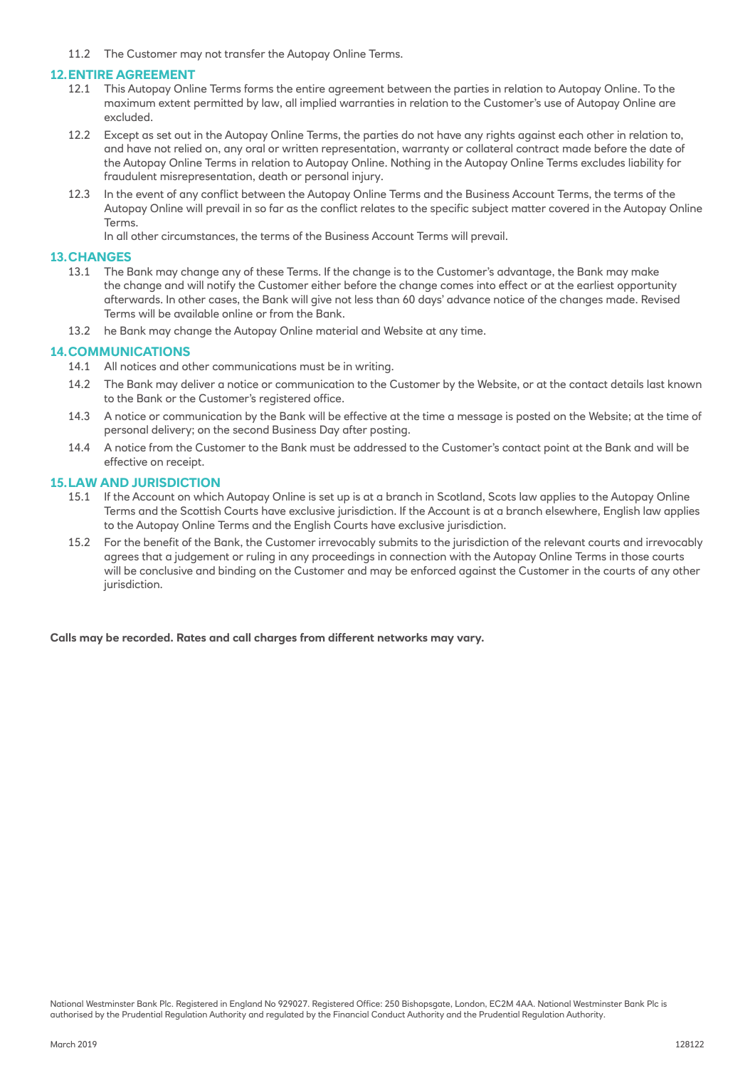11.2 The Customer may not transfer the Autopay Online Terms.

## 12. ENTIRE AGREEMENT

12.1 This Autopay Online Terms forms the entire agreement between the parties in relation to Autopay Online. To the maximum extent permitted by law, all implied warranties in relation to the Customer's use of Autopay Online are excluded.

12.2 Except as set out in the Autopay Online Terms, the parties do not have any rights against each other in relation to, and have not relied on, any oral or written representation, warranty or collateral contract made before the date of the Autopay Online Terms in relation to Autopay Online. Nothing in the Autopay Online Terms excludes liability for fraudulent misrepresentation, death or personal injury.

12.3 In the event of any conflict between the Autopay Online Terms and the Business Account Terms, the terms of the Autopay Online will prevail in so far as the conflict relates to the specific subject matter covered in the Autopay Online Terms.
In all other circumstances, the terms of the Business Account Terms will prevail.

## 13. CHANGES

13.1 The Bank may change any of these Terms. If the change is to the Customer's advantage, the Bank may make the change and will notify the Customer either before the change comes into effect or at the earliest opportunity afterwards. In other cases, the Bank will give not less than 60 days' advance notice of the changes made. Revised Terms will be available online or from the Bank.

13.2 he Bank may change the Autopay Online material and Website at any time.

## 14. COMMUNICATIONS

14.1 All notices and other communications must be in writing.

14.2 The Bank may deliver a notice or communication to the Customer by the Website, or at the contact details last known to the Bank or the Customer's registered office.

14.3 A notice or communication by the Bank will be effective at the time a message is posted on the Website; at the time of personal delivery; on the second Business Day after posting.

14.4 A notice from the Customer to the Bank must be addressed to the Customer's contact point at the Bank and will be effective on receipt.

## 15. LAW AND JURISDICTION

15.1 If the Account on which Autopay Online is set up is at a branch in Scotland, Scots law applies to the Autopay Online Terms and the Scottish Courts have exclusive jurisdiction. If the Account is at a branch elsewhere, English law applies to the Autopay Online Terms and the English Courts have exclusive jurisdiction.

15.2 For the benefit of the Bank, the Customer irrevocably submits to the jurisdiction of the relevant courts and irrevocably agrees that a judgement or ruling in any proceedings in connection with the Autopay Online Terms in those courts will be conclusive and binding on the Customer and may be enforced against the Customer in the courts of any other jurisdiction.

**Calls may be recorded. Rates and call charges from different networks may vary.**

National Westminster Bank Plc. Registered in England No 929027. Registered Office: 250 Bishopsgate, London, EC2M 4AA. National Westminster Bank Plc is authorised by the Prudential Regulation Authority and regulated by the Financial Conduct Authority and the Prudential Regulation Authority.

March 2019 128122